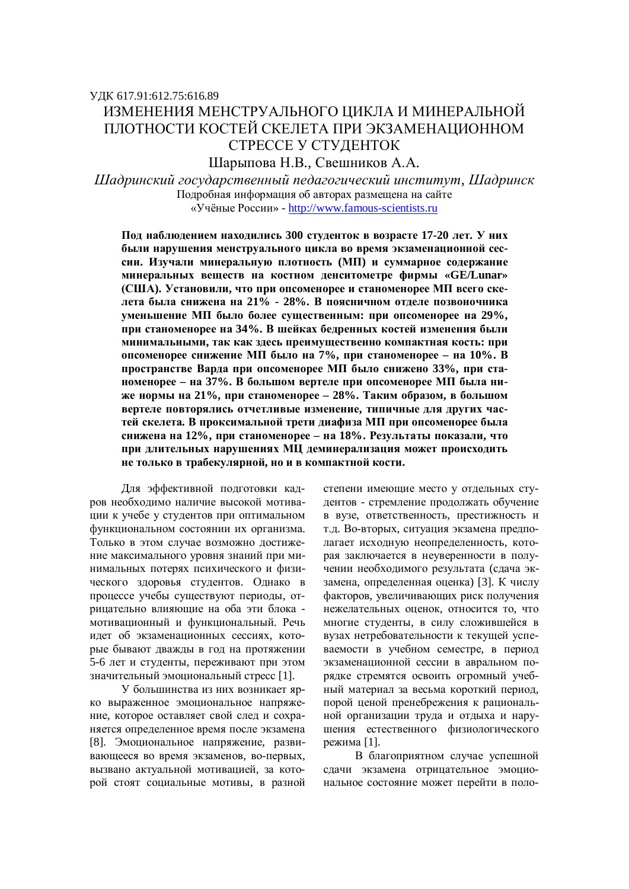УДК 617.91:612.75:616.89

# ИЗМЕНЕНИЯ МЕНСТРУАЛЬНОГО ЦИКЛА И МИНЕРАЛЬНОЙ ПЛОТНОСТИ КОСТЕЙ СКЕЛЕТА ПРИ ЭКЗАМЕНАЦИОННОМ СТРЕССЕ У СТУДЕНТОК

Шарыпова Н.В., Свешников А.А.

*Шадринский государственный педагогический институт, Шадринск*

Подробная информация об авторах размещена на сайте «Учёные России» - http://www.famous-scientists.ru

**Под наблюдением находились 300 студенток в возрасте 17-20 лет. У них были нарушения менструального цикла во время экзаменационной сессии. Изучали минеральную плотность (МП) и суммарное содержание минеральных веществ на костном денситометре фирмы «GE/Lunar» (США). Установили, что при опсоменорее и станоменорее МП всего скелета была снижена на 21% - 28%. В поясничном отделе позвоночника уменьшение МП было более существенным: при опсоменорее на 29%, при станоменорее на 34%. В шейках бедренных костей изменения были минимальными, так как здесь преимущественно компактная кость: при опсоменорее снижение МП было на 7%, при станоменорее – на 10%. В пространстве Варда при опсоменорее МП было снижено 33%, при станоменорее – на 37%. В большом вертеле при опсоменорее МП была ниже нормы на 21%, при станоменорее – 28%. Таким образом, в большом вертеле повторялись отчетливые изменение, типичные для других частей скелета. В проксимальной трети диафиза МП при опсоменорее была снижена на 12%, при станоменорее – на 18%. Результаты показали, что при длительных нарушениях МЦ деминерализация может происходить не только в трабекулярной, но и в компактной кости.**

Для эффективной подготовки кадров необходимо наличие высокой мотивации к учебе у студентов при оптимальном функциональном состоянии их организма. Только в этом случае возможно достижение максимального уровня знаний при минимальных потерях психического и физического здоровья студентов. Однако в процессе учебы существуют периоды, отрицательно влияющие на оба эти блока - мотивационный и функциональный. Речь идет об экзаменационных сессиях, которые бывают дважды в год на протяжении 5-6 лет и студенты, переживают при этом значительный эмоциональный стресс [1].

У большинства из них возникает ярко выраженное эмоциональное напряжение, которое оставляет свой след и сохраняется определенное время после экзамена [8]. Эмоциональное напряжение, развивающееся во время экзаменов, во-первых, вызвано актуальной мотивацией, за которой стоят социальные мотивы, в разной степени имеющие место у отдельных студентов - стремление продолжать обучение в вузе, ответственность, престижность и т.д. Во-вторых, ситуация экзамена предполагает исходную неопределенность, которая заключается в неуверенности в получении необходимого результата (сдача экзамена, определенная оценка) [3]. К числу факторов, увеличивающих риск получения нежелательных оценок, относится то, что многие студенты, в силу сложившейся в вузах нетребовательности к текущей успеваемости в учебном семестре, в период экзаменационной сессии в авральном порядке стремятся освоить огромный учебный материал за весьма короткий период, порой ценой пренебрежения к рациональной организации труда и отдыха и нарушения естественного физиологического режима [1].

В благоприятном случае успешной сдачи экзамена отрицательное эмоциональное состояние может перейти в поло-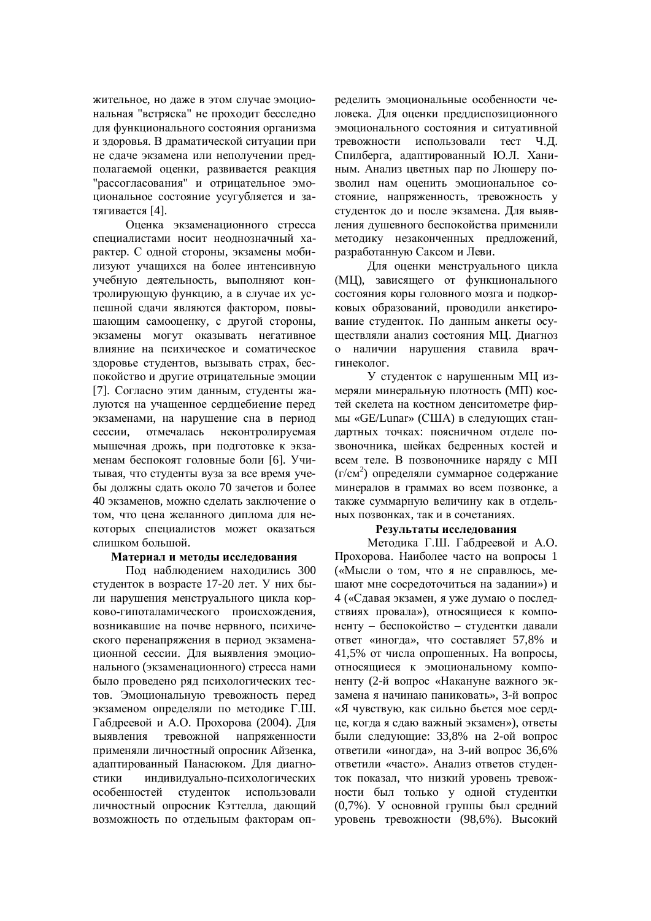жительное, но даже в этом случае эмоциональная "встряска" не проходит бесследно для функционального состояния организма и здоровья. В драматической ситуации при не сдаче экзамена или неполучении предполагаемой оценки, развивается реакция "рассогласования" и отрицательное эмоциональное состояние усугубляется и затягивается [4].

Оценка экзаменационного стресса специалистами носит неоднозначный характер. С одной стороны, экзамены мобилизуют учащихся на более интенсивную учебную деятельность, выполняют контролирующую функцию, а в случае их успешной сдачи являются фактором, повышающим самооценку, с другой стороны, экзамены могут оказывать негативное влияние на психическое и соматическое здоровье студентов, вызывать страх, беспокойство и другие отрицательные эмоции [7]. Согласно этим данным, студенты жалуются на учащенное сердцебиение перед экзаменами, на нарушение сна в период сессии, отмечалась неконтролируемая мышечная дрожь, при подготовке к экзаменам беспокоят головные боли [6]. Учитывая, что студенты вуза за все время учебы должны сдать около 70 зачетов и более 40 экзаменов, можно сделать заключение о том, что цена желанного диплома для некоторых специалистов может оказаться слишком большой.

**Материал и методы исследования**

Под наблюдением находились 300 студенток в возрасте 17-20 лет. У них были нарушения менструального цикла корково-гипоталамического происхождения, возникавшие на почве нервного, психического перенапряжения в период экзаменационной сессии. Для выявления эмоционального (экзаменационного) стресса нами было проведено ряд психологических тестов. Эмоциональную тревожность перед экзаменом определяли по методике Г.Ш. Габдреевой и А.О. Прохорова (2004). Для выявления тревожной напряженности применяли личностный опросник Айзенка, адаптированный Панасюком. Для диагностики индивидуально-психологических особенностей студенток использовали личностный опросник Кэттелла, дающий возможность по отдельным факторам определить эмоциональные особенности человека. Для оценки преддиспозиционного эмоционального состояния и ситуативной тревожности использовали тест Ч.Д. Спилберга, адаптированный Ю.Л. Ханиным. Анализ цветных пар по Люшеру позволил нам оценить эмоциональное состояние, напряженность, тревожность у студенток до и после экзамена. Для выявления душевного беспокойства применили методику незаконченных предложений, разработанную Саксом и Леви.

Для оценки менструального цикла (МЦ), зависящего от функционального состояния коры головного мозга и подкорковых образований, проводили анкетирование студенток. По данным анкеты осуществляли анализ состояния МЦ. Диагноз о наличии нарушения ставила врач-гинеколог.

У студенток с нарушенным МЦ измеряли минеральную плотность (МП) костей скелета на костном денситометре фирмы «GE/Lunar» (США) в следующих стандартных точках: поясничном отделе позвоночника, шейках бедренных костей и всем теле. В позвоночнике наряду с МП (г/см$^2$) определяли суммарное содержание минералов в граммах во всем позвонке, а также суммарную величину как в отдельных позвонках, так и в сочетаниях.

**Результаты исследования**

Методика Г.Ш. Габдреевой и А.О. Прохорова. Наиболее часто на вопросы 1 («Мысли о том, что я не справлюсь, мешают мне сосредоточиться на задании») и 4 («Сдавая экзамен, я уже думаю о последствиях провала»), относящиеся к компоненту – беспокойство – студентки давали ответ «иногда», что составляет 57,8% и 41,5% от числа опрошенных. На вопросы, относящиеся к эмоциональному компоненту (2-й вопрос «Накануне важного экзамена я начинаю паниковать», 3-й вопрос «Я чувствую, как сильно бьется мое сердце, когда я сдаю важный экзамен»), ответы были следующие: 33,8% на 2-ой вопрос ответили «иногда», на 3-ий вопрос 36,6% ответили «часто». Анализ ответов студенток показал, что низкий уровень тревожности был только у одной студентки (0,7%). У основной группы был средний уровень тревожности (98,6%). Высокий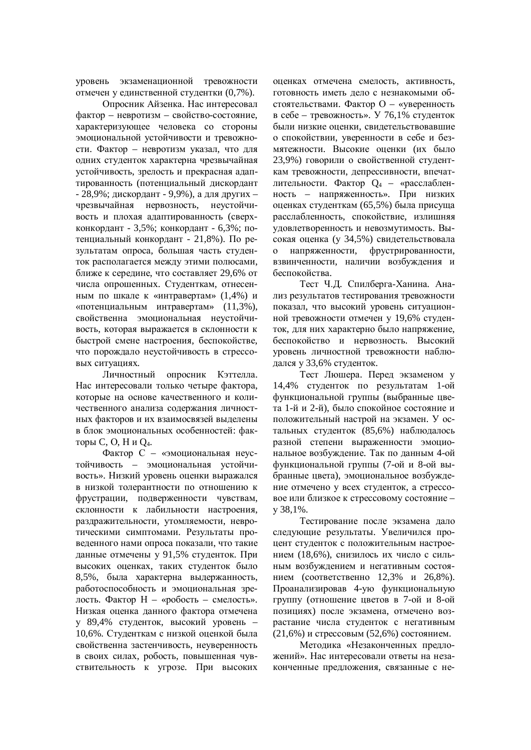уровень экзаменационной тревожности отмечен у единственной студентки (0,7%).

Опросник Айзенка. Нас интересовал фактор – невротизм – свойство-состояние, характеризующее человека со стороны эмоциональной устойчивости и тревожности. Фактор – невротизм указал, что для одних студенток характерна чрезвычайная устойчивость, зрелость и прекрасная адаптированность (потенциальный дискордант - 28,9%; дискордант - 9,9%), а для других – чрезвычайная нервозность, неустойчивость и плохая адаптированность (сверхконкордант - 3,5%; конкордант - 6,3%; потенциальный конкордант - 21,8%). По результатам опроса, большая часть студенток располагается между этими полюсами, ближе к середине, что составляет 29,6% от числа опрошенных. Студенткам, отнесенным по шкале к «интравертам» (1,4%) и «потенциальным интравертам» (11,3%), свойственна эмоциональная неустойчивость, которая выражается в склонности к быстрой смене настроения, беспокойстве, что порождало неустойчивость в стрессовых ситуациях.

Личностный опросник Кэттелла. Нас интересовали только четыре фактора, которые на основе качественного и количественного анализа содержания личностных факторов и их взаимосвязей выделены в блок эмоциональных особенностей: факторы C, O, H и $Q_4$.

Фактор С – «эмоциональная неустойчивость – эмоциональная устойчивость». Низкий уровень оценки выражался в низкой толерантности по отношению к фрустрации, подверженности чувствам, склонности к лабильности настроения, раздражительности, утомляемости, невротическими симптомами. Результаты проведенного нами опроса показали, что такие данные отмечены у 91,5% студенток. При высоких оценках, таких студенток было 8,5%, была характерна выдержанность, работоспособность и эмоциональная зрелость. Фактор Н – «робость – смелость». Низкая оценка данного фактора отмечена у 89,4% студенток, высокий уровень – 10,6%. Студенткам с низкой оценкой была свойственна застенчивость, неуверенность в своих силах, робость, повышенная чувствительность к угрозе. При высоких оценках отмечена смелость, активность, готовность иметь дело с незнакомыми обстоятельствами. Фактор О – «уверенность в себе – тревожность». У 76,1% студенток были низкие оценки, свидетельствовавшие о спокойствии, уверенности в себе и безмятежности. Высокие оценки (их было 23,9%) говорили о свойственной студенткам тревожности, депрессивности, впечатлительности. Фактор $Q_4$ – «расслабленность – напряженность». При низких оценках студенткам (65,5%) была присуща расслабленность, спокойствие, излишняя удовлетворенность и невозмутимость. Высокая оценка (у 34,5%) свидетельствовала о напряженности, фрустрированности, взвинченности, наличии возбуждения и беспокойства.

Тест Ч.Д. Спилберга-Ханина. Анализ результатов тестирования тревожности показал, что высокий уровень ситуационной тревожности отмечен у 19,6% студенток, для них характерно было напряжение, беспокойство и нервозность. Высокий уровень личностной тревожности наблюдался у 33,6% студенток.

Тест Люшера. Перед экзаменом у 14,4% студенток по результатам 1-ой функциональной группы (выбранные цвета 1-й и 2-й), было спокойное состояние и положительный настрой на экзамен. У остальных студенток (85,6%) наблюдалось разной степени выраженности эмоциональное возбуждение. Так по данным 4-ой функциональной группы (7-ой и 8-ой выбранные цвета), эмоциональное возбуждение отмечено у всех студенток, а стрессовое или близкое к стрессовому состояние – у 38,1%.

Тестирование после экзамена дало следующие результаты. Увеличился процент студенток с положительным настроением (18,6%), снизилось их число с сильным возбуждением и негативным состоянием (соответственно 12,3% и 26,8%). Проанализировав 4-ую функциональную группу (отношение цветов в 7-ой и 8-ой позициях) после экзамена, отмечено возрастание числа студенток с негативным (21,6%) и стрессовым (52,6%) состоянием.

Методика «Незаконченных предложений». Нас интересовали ответы на незаконченные предложения, связанные с не-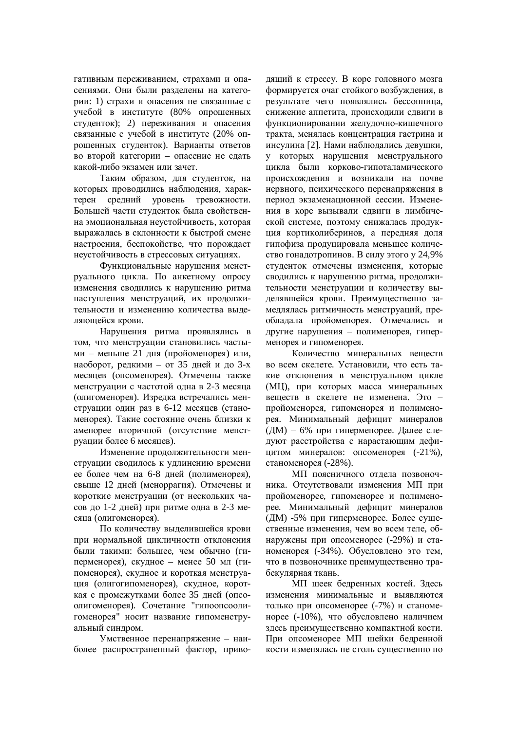гативным переживанием, страхами и опасениями. Они были разделены на категории: 1) страхи и опасения не связанные с учебой в институте (80% опрошенных студенток); 2) переживания и опасения связанные с учебой в институте (20% опрошенных студенток). Варианты ответов во второй категории – опасение не сдать какой-либо экзамен или зачет.

Таким образом, для студенток, на которых проводились наблюдения, характерен средний уровень тревожности. Большей части студенток была свойственна эмоциональная неустойчивость, которая выражалась в склонности к быстрой смене настроения, беспокойстве, что порождает неустойчивость в стрессовых ситуациях.

Функциональные нарушения менструального цикла. По анкетному опросу изменения сводились к нарушению ритма наступления менструаций, их продолжительности и изменению количества выделяющейся крови.

Нарушения ритма проявлялись в том, что менструации становились частыми – меньше 21 дня (пройоменорея) или, наоборот, редкими – от 35 дней и до 3-х месяцев (опсоменорея). Отмечены также менструации с частотой одна в 2-3 месяца (олигоменорея). Изредка встречались менструации один раз в 6-12 месяцев (станоменорея). Такие состояние очень близки к аменорее вторичной (отсутствие менструации более 6 месяцев).

Изменение продолжительности менструации сводилось к удлинению времени ее более чем на 6-8 дней (полименорея), свыше 12 дней (меноррагия). Отмечены и короткие менструации (от нескольких часов до 1-2 дней) при ритме одна в 2-3 месяца (олигоменорея).

По количеству выделившейся крови при нормальной цикличности отклонения были такими: большее, чем обычно (гиперменорея), скудное – менее 50 мл (гипоменорея), скудное и короткая менструация (олигогипоменорея), скудное, короткая с промежутками более 35 дней (опсоолигоменорея). Сочетание "гипоопсоолигоменорея" носит название гипоменструальный синдром.

Умственное перенапряжение – наиболее распространенный фактор, приводящий к стрессу. В коре головного мозга формируется очаг стойкого возбуждения, в результате чего появлялись бессонница, снижение аппетита, происходили сдвиги в функционировании желудочно-кишечного тракта, менялась концентрация гастрина и инсулина [2]. Нами наблюдались девушки, у которых нарушения менструального цикла были корково-гипоталамического происхождения и возникали на почве нервного, психического перенапряжения в период экзаменационной сессии. Изменения в коре вызывали сдвиги в лимбической системе, поэтому снижалась продукция кортиколиберинов, а передняя доля гипофиза продуцировала меньшее количество гонадотропинов. В силу этого у 24,9% студенток отмечены изменения, которые сводились к нарушению ритма, продолжительности менструации и количеству выделявшейся крови. Преимущественно замедлялась ритмичность менструаций, преобладала пройоменорея. Отмечались и другие нарушения – полименорея, гиперменорея и гипоменорея.

Количество минеральных веществ во всем скелете. Установили, что есть такие отклонения в менструальном цикле (МЦ), при которых масса минеральных веществ в скелете не изменена. Это – пройоменорея, гипоменорея и полименорея. Минимальный дефицит минералов (ДМ) – 6% при гиперменорее. Далее следуют расстройства с нарастающим дефицитом минералов: опсоменорея (-21%), станоменорея (-28%).

МП поясничного отдела позвоночника. Отсутствовали изменения МП при пройоменорее, гипоменорее и полименорее. Минимальный дефицит минералов (ДМ) -5% при гиперменорее. Более существенные изменения, чем во всем теле, обнаружены при опсоменорее (-29%) и станоменорея (-34%). Обусловлено это тем, что в позвоночнике преимущественно трабекулярная ткань.

МП шеек бедренных костей. Здесь изменения минимальные и выявляются только при опсоменорее (-7%) и станоменорее (-10%), что обусловлено наличием здесь преимущественно компактной кости. При опсоменорее МП шейки бедренной кости изменялась не столь существенно по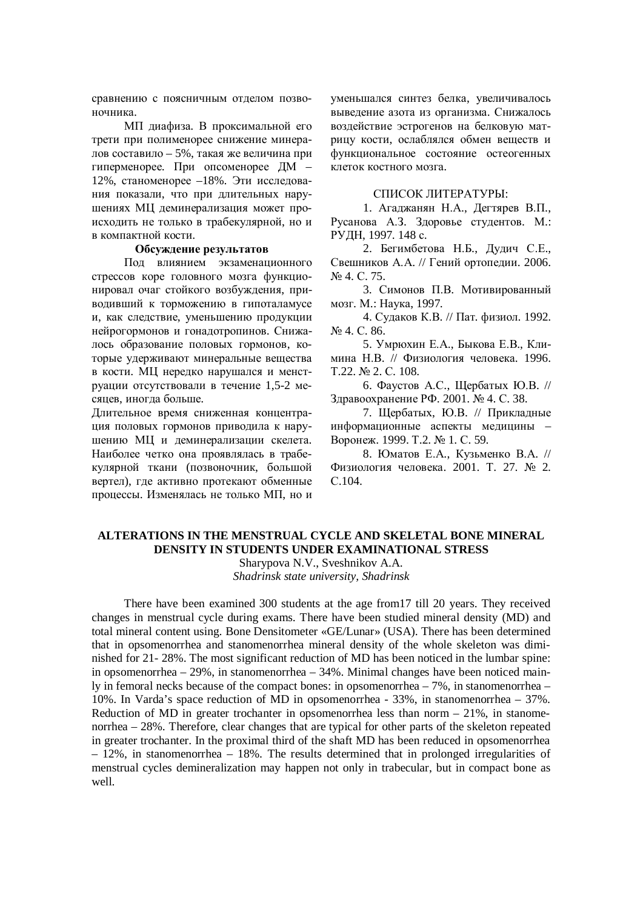сравнению с поясничным отделом позвоночника.

МП диафиза. В проксимальной его трети при полименорее снижение минералов составило – 5%, такая же величина при гиперменорее. При опсоменорее ДМ – 12%, станоменорее –18%. Эти исследования показали, что при длительных нарушениях МЦ деминерализация может происходить не только в трабекулярной, но и в компактной кости.

**Обсуждение результатов**

Под влиянием экзаменационного стрессов коре головного мозга функционировал очаг стойкого возбуждения, приводивший к торможению в гипоталамусе и, как следствие, уменьшению продукции нейрогормонов и гонадотропинов. Снижалось образование половых гормонов, которые удерживают минеральные вещества в кости. МЦ нередко нарушался и менструации отсутствовали в течение 1,5-2 месяцев, иногда больше.

Длительное время сниженная концентрация половых гормонов приводила к нарушению МЦ и деминерализации скелета. Наиболее четко она проявлялась в трабекулярной ткани (позвоночник, большой вертел), где активно протекают обменные процессы. Изменялась не только МП, но и уменьшался синтез белка, увеличивалось выведение азота из организма. Снижалось воздействие эстрогенов на белковую матрицу кости, ослаблялся обмен веществ и функциональное состояние остеогенных клеток костного мозга.

СПИСОК ЛИТЕРАТУРЫ:

1. Агаджанян Н.А., Дегтярев В.П., Русанова А.З. Здоровье студентов. М.: РУДН, 1997. 148 с.
2. Бегимбетова Н.Б., Дудич С.Е., Свешников А.А. // Гений ортопедии. 2006. № 4. С. 75.
3. Симонов П.В. Мотивированный мозг. М.: Наука, 1997.
4. Судаков К.В. // Пат. физиол. 1992. № 4. С. 86.
5. Умрюхин Е.А., Быкова Е.В., Климина Н.В. // Физиология человека. 1996. Т.22. № 2. С. 108.
6. Фаустов А.С., Щербатых Ю.В. // Здравоохранение РФ. 2001. № 4. С. 38.
7. Щербатых, Ю.В. // Прикладные информационные аспекты медицины – Воронеж. 1999. Т.2. № 1. С. 59.
8. Юматов Е.А., Кузьменко В.А. // Физиология человека. 2001. Т. 27. № 2. С.104.

## ALTERATIONS IN THE MENSTRUAL CYCLE AND SKELETAL BONE MINERAL DENSITY IN STUDENTS UNDER EXAMINATIONAL STRESS

Sharypova N.V., Sveshnikov A.A.

*Shadrinsk state university, Shadrinsk*

There have been examined 300 students at the age from17 till 20 years. They received changes in menstrual cycle during exams. There have been studied mineral density (MD) and total mineral content using. Bone Densitometer «GE/Lunar» (USA). There has been determined that in opsomenorrhea and stanomenorrhea mineral density of the whole skeleton was diminished for 21- 28%. The most significant reduction of MD has been noticed in the lumbar spine: in opsomenorrhea – 29%, in stanomenorrhea – 34%. Minimal changes have been noticed mainly in femoral necks because of the compact bones: in opsomenorrhea – 7%, in stanomenorrhea – 10%. In Varda's space reduction of MD in opsomenorrhea - 33%, in stanomenorrhea – 37%. Reduction of MD in greater trochanter in opsomenorrhea less than norm – 21%, in stanomenorrhea – 28%. Therefore, clear changes that are typical for other parts of the skeleton repeated in greater trochanter. In the proximal third of the shaft MD has been reduced in opsomenorrhea – 12%, in stanomenorrhea – 18%. The results determined that in prolonged irregularities of menstrual cycles demineralization may happen not only in trabecular, but in compact bone as well.